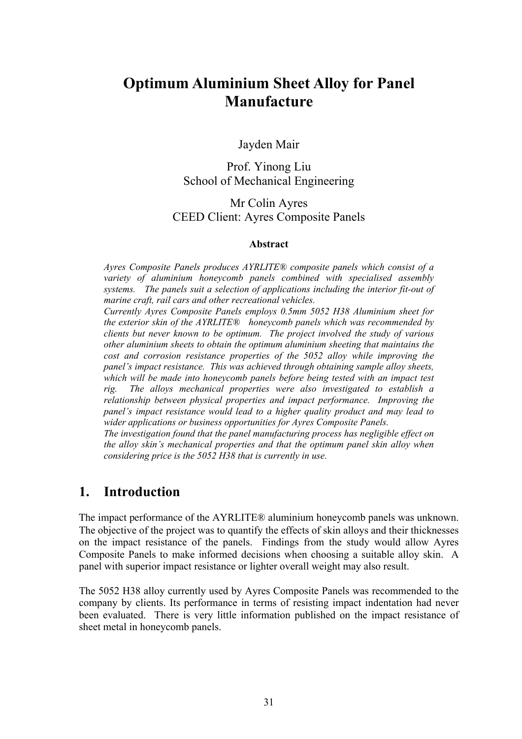# Optimum Aluminium Sheet Alloy for Panel Manufacture

Jayden Mair

Prof. Yinong Liu
School of Mechanical Engineering

Mr Colin Ayres
CEED Client: Ayres Composite Panels

### Abstract

*Ayres Composite Panels produces AYRLITE® composite panels which consist of a variety of aluminium honeycomb panels combined with specialised assembly systems. The panels suit a selection of applications including the interior fit-out of marine craft, rail cars and other recreational vehicles.*

*Currently Ayres Composite Panels employs 0.5mm 5052 H38 Aluminium sheet for the exterior skin of the AYRLITE® honeycomb panels which was recommended by clients but never known to be optimum. The project involved the study of various other aluminium sheets to obtain the optimum aluminium sheeting that maintains the cost and corrosion resistance properties of the 5052 alloy while improving the panel's impact resistance. This was achieved through obtaining sample alloy sheets, which will be made into honeycomb panels before being tested with an impact test rig. The alloys mechanical properties were also investigated to establish a relationship between physical properties and impact performance. Improving the panel's impact resistance would lead to a higher quality product and may lead to wider applications or business opportunities for Ayres Composite Panels.*

*The investigation found that the panel manufacturing process has negligible effect on the alloy skin's mechanical properties and that the optimum panel skin alloy when considering price is the 5052 H38 that is currently in use.*

## 1. Introduction

The impact performance of the AYRLITE® aluminium honeycomb panels was unknown. The objective of the project was to quantify the effects of skin alloys and their thicknesses on the impact resistance of the panels. Findings from the study would allow Ayres Composite Panels to make informed decisions when choosing a suitable alloy skin. A panel with superior impact resistance or lighter overall weight may also result.

The 5052 H38 alloy currently used by Ayres Composite Panels was recommended to the company by clients. Its performance in terms of resisting impact indentation had never been evaluated. There is very little information published on the impact resistance of sheet metal in honeycomb panels.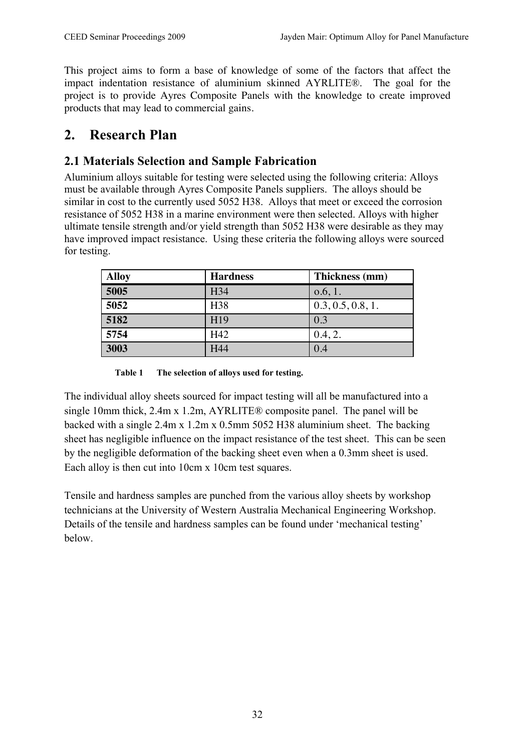This project aims to form a base of knowledge of some of the factors that affect the impact indentation resistance of aluminium skinned AYRLITE®. The goal for the project is to provide Ayres Composite Panels with the knowledge to create improved products that may lead to commercial gains.

## 2. Research Plan

### 2.1 Materials Selection and Sample Fabrication

Aluminium alloys suitable for testing were selected using the following criteria: Alloys must be available through Ayres Composite Panels suppliers. The alloys should be similar in cost to the currently used 5052 H38. Alloys that meet or exceed the corrosion resistance of 5052 H38 in a marine environment were then selected. Alloys with higher ultimate tensile strength and/or yield strength than 5052 H38 were desirable as they may have improved impact resistance. Using these criteria the following alloys were sourced for testing.

| Alloy | Hardness | Thickness (mm) |
|---|---|---|
| **5005** | H34 | o.6, 1. |
| **5052** | H38 | 0.3, 0.5, 0.8, 1. |
| **5182** | H19 | 0.3 |
| **5754** | H42 | 0.4, 2. |
| **3003** | H44 | 0.4 |

**Table 1 The selection of alloys used for testing.**

The individual alloy sheets sourced for impact testing will all be manufactured into a single 10mm thick, 2.4m x 1.2m, AYRLITE® composite panel. The panel will be backed with a single 2.4m x 1.2m x 0.5mm 5052 H38 aluminium sheet. The backing sheet has negligible influence on the impact resistance of the test sheet. This can be seen by the negligible deformation of the backing sheet even when a 0.3mm sheet is used. Each alloy is then cut into 10cm x 10cm test squares.

Tensile and hardness samples are punched from the various alloy sheets by workshop technicians at the University of Western Australia Mechanical Engineering Workshop. Details of the tensile and hardness samples can be found under 'mechanical testing' below.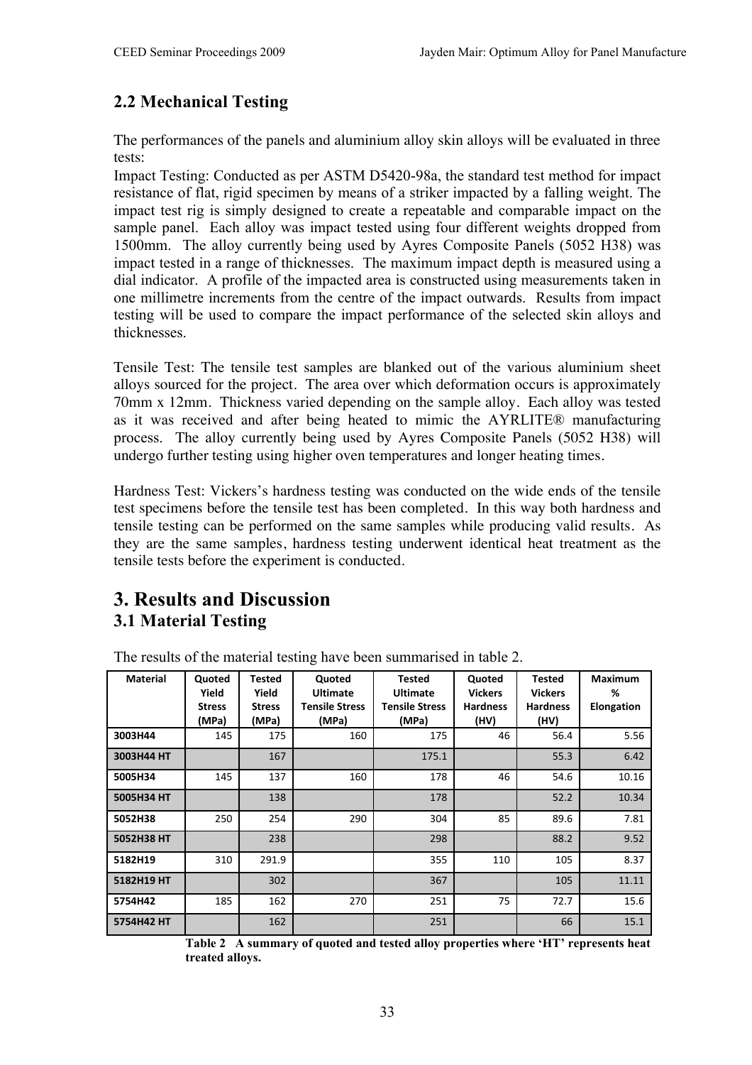## 2.2 Mechanical Testing

The performances of the panels and aluminium alloy skin alloys will be evaluated in three tests:

Impact Testing: Conducted as per ASTM D5420-98a, the standard test method for impact resistance of flat, rigid specimen by means of a striker impacted by a falling weight. The impact test rig is simply designed to create a repeatable and comparable impact on the sample panel. Each alloy was impact tested using four different weights dropped from 1500mm. The alloy currently being used by Ayres Composite Panels (5052 H38) was impact tested in a range of thicknesses. The maximum impact depth is measured using a dial indicator. A profile of the impacted area is constructed using measurements taken in one millimetre increments from the centre of the impact outwards. Results from impact testing will be used to compare the impact performance of the selected skin alloys and thicknesses.

Tensile Test: The tensile test samples are blanked out of the various aluminium sheet alloys sourced for the project. The area over which deformation occurs is approximately 70mm x 12mm. Thickness varied depending on the sample alloy. Each alloy was tested as it was received and after being heated to mimic the AYRLITE® manufacturing process. The alloy currently being used by Ayres Composite Panels (5052 H38) will undergo further testing using higher oven temperatures and longer heating times.

Hardness Test: Vickers's hardness testing was conducted on the wide ends of the tensile test specimens before the tensile test has been completed. In this way both hardness and tensile testing can be performed on the same samples while producing valid results. As they are the same samples, hardness testing underwent identical heat treatment as the tensile tests before the experiment is conducted.

# 3. Results and Discussion

## 3.1 Material Testing

The results of the material testing have been summarised in table 2.

| Material | Quoted Yield Stress (MPa) | Tested Yield Stress (MPa) | Quoted Ultimate Tensile Stress (MPa) | Tested Ultimate Tensile Stress (MPa) | Quoted Vickers Hardness (HV) | Tested Vickers Hardness (HV) | Maximum % Elongation |
|---|---|---|---|---|---|---|---|
| 3003H44 | 145 | 175 | 160 | 175 | 46 | 56.4 | 5.56 |
| 3003H44 HT | | 167 | | 175.1 | | 55.3 | 6.42 |
| 5005H34 | 145 | 137 | 160 | 178 | 46 | 54.6 | 10.16 |
| 5005H34 HT | | 138 | | 178 | | 52.2 | 10.34 |
| 5052H38 | 250 | 254 | 290 | 304 | 85 | 89.6 | 7.81 |
| 5052H38 HT | | 238 | | 298 | | 88.2 | 9.52 |
| 5182H19 | 310 | 291.9 | | 355 | 110 | 105 | 8.37 |
| 5182H19 HT | | 302 | | 367 | | 105 | 11.11 |
| 5754H42 | 185 | 162 | 270 | 251 | 75 | 72.7 | 15.6 |
| 5754H42 HT | | 162 | | 251 | | 66 | 15.1 |

**Table 2 A summary of quoted and tested alloy properties where 'HT' represents heat treated alloys.**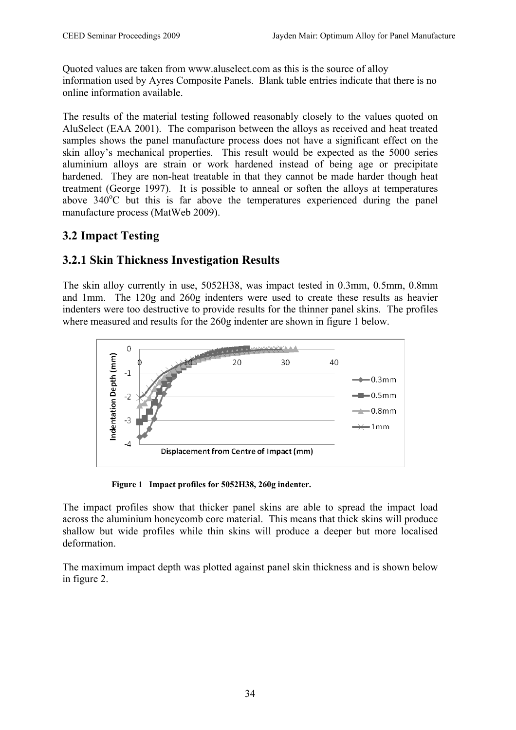Quoted values are taken from www.aluselect.com as this is the source of alloy information used by Ayres Composite Panels. Blank table entries indicate that there is no online information available.

The results of the material testing followed reasonably closely to the values quoted on AluSelect (EAA 2001). The comparison between the alloys as received and heat treated samples shows the panel manufacture process does not have a significant effect on the skin alloy's mechanical properties. This result would be expected as the 5000 series aluminium alloys are strain or work hardened instead of being age or precipitate hardened. They are non-heat treatable in that they cannot be made harder though heat treatment (George 1997). It is possible to anneal or soften the alloys at temperatures above 340°C but this is far above the temperatures experienced during the panel manufacture process (MatWeb 2009).

## 3.2 Impact Testing

### 3.2.1 Skin Thickness Investigation Results

The skin alloy currently in use, 5052H38, was impact tested in 0.3mm, 0.5mm, 0.8mm and 1mm. The 120g and 260g indenters were used to create these results as heavier indenters were too destructive to provide results for the thinner panel skins. The profiles where measured and results for the 260g indenter are shown in figure 1 below.

**Figure 1 Impact profiles for 5052H38, 260g indenter.**

The impact profiles show that thicker panel skins are able to spread the impact load across the aluminium honeycomb core material. This means that thick skins will produce shallow but wide profiles while thin skins will produce a deeper but more localised deformation.

The maximum impact depth was plotted against panel skin thickness and is shown below in figure 2.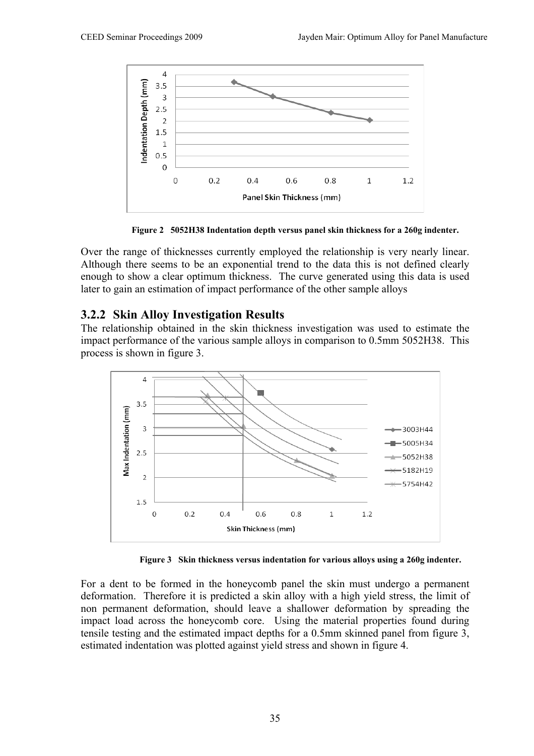Figure 2 5052H38 Indentation depth versus panel skin thickness for a 260g indenter.

Over the range of thicknesses currently employed the relationship is very nearly linear. Although there seems to be an exponential trend to the data this is not defined clearly enough to show a clear optimum thickness. The curve generated using this data is used later to gain an estimation of impact performance of the other sample alloys

### 3.2.2 Skin Alloy Investigation Results

The relationship obtained in the skin thickness investigation was used to estimate the impact performance of the various sample alloys in comparison to 0.5mm 5052H38. This process is shown in figure 3.

Figure 3 Skin thickness versus indentation for various alloys using a 260g indenter.

For a dent to be formed in the honeycomb panel the skin must undergo a permanent deformation. Therefore it is predicted a skin alloy with a high yield stress, the limit of non permanent deformation, should leave a shallower deformation by spreading the impact load across the honeycomb core. Using the material properties found during tensile testing and the estimated impact depths for a 0.5mm skinned panel from figure 3, estimated indentation was plotted against yield stress and shown in figure 4.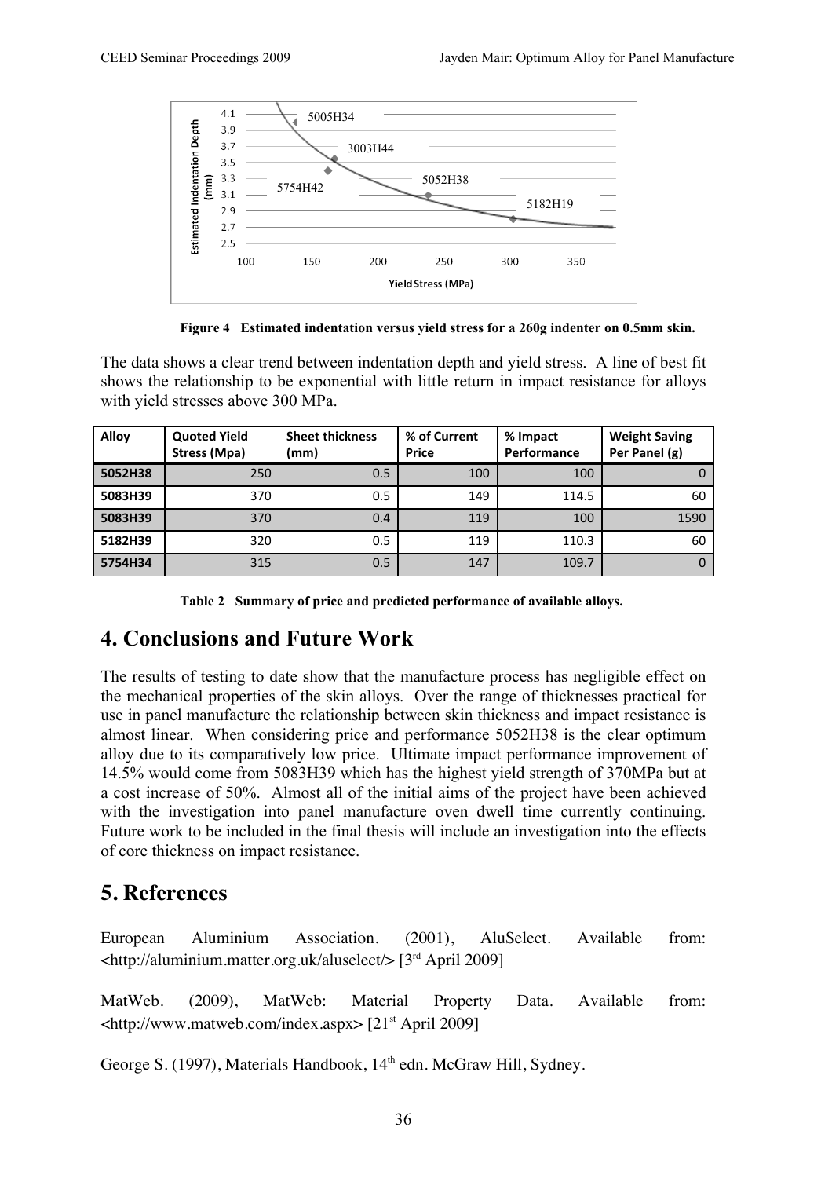Estimated Indentation Depth (mm)

4.1
3.9
3.7
3.5
3.3
3.1
2.9
2.7
2.5

100 150 200 250 300 350

Yield Stress (MPa)

5005H34

3003H44

5754H42

5052H38

5182H19

**Figure 4 Estimated indentation versus yield stress for a 260g indenter on 0.5mm skin.**

The data shows a clear trend between indentation depth and yield stress. A line of best fit shows the relationship to be exponential with little return in impact resistance for alloys with yield stresses above 300 MPa.

| Alloy | Quoted Yield Stress (Mpa) | Sheet thickness (mm) | % of Current Price | % Impact Performance | Weight Saving Per Panel (g) |
|---|---|---|---|---|---|
| 5052H38 | 250 | 0.5 | 100 | 100 | 0 |
| 5083H39 | 370 | 0.5 | 149 | 114.5 | 60 |
| 5083H39 | 370 | 0.4 | 119 | 100 | 1590 |
| 5182H39 | 320 | 0.5 | 119 | 110.3 | 60 |
| 5754H34 | 315 | 0.5 | 147 | 109.7 | 0 |

**Table 2 Summary of price and predicted performance of available alloys.**

# 4. Conclusions and Future Work

The results of testing to date show that the manufacture process has negligible effect on the mechanical properties of the skin alloys. Over the range of thicknesses practical for use in panel manufacture the relationship between skin thickness and impact resistance is almost linear. When considering price and performance 5052H38 is the clear optimum alloy due to its comparatively low price. Ultimate impact performance improvement of 14.5% would come from 5083H39 which has the highest yield strength of 370MPa but at a cost increase of 50%. Almost all of the initial aims of the project have been achieved with the investigation into panel manufacture oven dwell time currently continuing. Future work to be included in the final thesis will include an investigation into the effects of core thickness on impact resistance.

# 5. References

European Aluminium Association. (2001), AluSelect. Available from: <http://aluminium.matter.org.uk/aluselect/> [3rd April 2009]

MatWeb. (2009), MatWeb: Material Property Data. Available from: <http://www.matweb.com/index.aspx> [21st April 2009]

George S. (1997), Materials Handbook, 14th edn. McGraw Hill, Sydney.